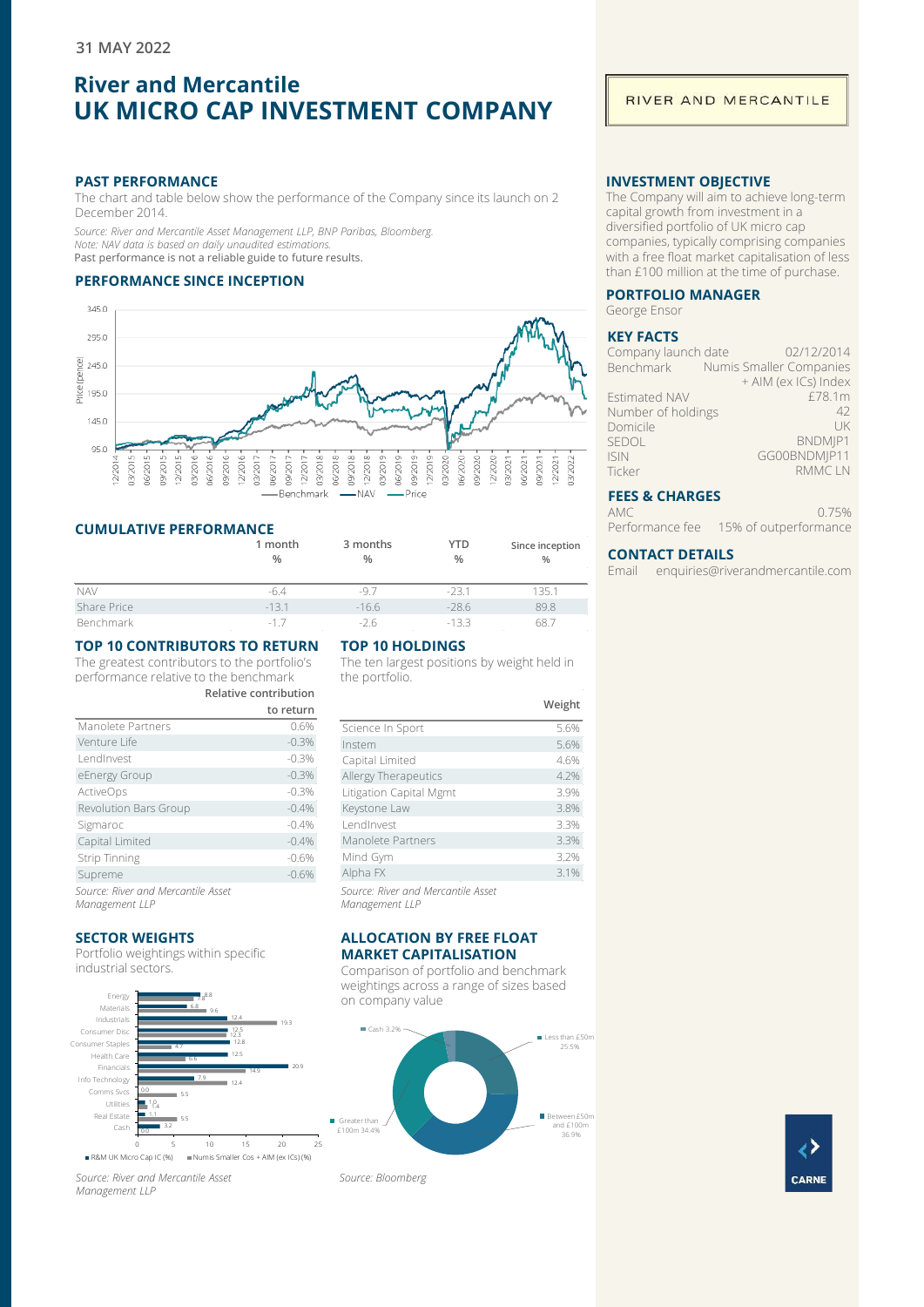31 MAY 2022

# River and Mercantile
# UK MICRO CAP INVESTMENT COMPANY

RIVER AND MERCANTILE

## PAST PERFORMANCE

The chart and table below show the performance of the Company since its launch on 2 December 2014.

*Source: River and Mercantile Asset Management LLP, BNP Paribas, Bloomberg.*
*Note: NAV data is based on daily unaudited estimations.*
Past performance is not a reliable guide to future results.

## PERFORMANCE SINCE INCEPTION

## CUMULATIVE PERFORMANCE

| | 1 month % | 3 months % | YTD % | Since inception % |
|---|---|---|---|---|
| NAV | -6.4 | -9.7 | -23.1 | 135.1 |
| Share Price | -13.1 | -16.6 | -28.6 | 89.8 |
| Benchmark | -1.7 | -2.6 | -13.3 | 68.7 |

## TOP 10 CONTRIBUTORS TO RETURN

The greatest contributors to the portfolio's performance relative to the benchmark

| | Relative contribution to return |
|---|---|
| Manolete Partners | 0.6% |
| Venture Life | -0.3% |
| LendInvest | -0.3% |
| eEnergy Group | -0.3% |
| ActiveOps | -0.3% |
| Revolution Bars Group | -0.4% |
| Sigmaroc | -0.4% |
| Capital Limited | -0.4% |
| Strip Tinning | -0.6% |
| Supreme | -0.6% |

*Source: River and Mercantile Asset Management LLP*

## TOP 10 HOLDINGS

The ten largest positions by weight held in the portfolio.

| | Weight |
|---|---|
| Science In Sport | 5.6% |
| Instem | 5.6% |
| Capital Limited | 4.6% |
| Allergy Therapeutics | 4.2% |
| Litigation Capital Mgmt | 3.9% |
| Keystone Law | 3.8% |
| LendInvest | 3.3% |
| Manolete Partners | 3.3% |
| Mind Gym | 3.2% |
| Alpha FX | 3.1% |

*Source: River and Mercantile Asset Management LLP*

## SECTOR WEIGHTS

Portfolio weightings within specific industrial sectors.

| Sector | R&M UK Micro Cap IC (%) | Numis Smaller Cos + AIM (ex ICs) (%) |
|---|---|---|
| Energy | 8.8 | 7.8 |
| Materials | 6.8 | 9.6 |
| Industrials | 12.4 | 19.3 |
| Consumer Disc | 12.5 | 12.3 |
| Consumer Staples | 12.8 | 4.7 |
| Health Care | 12.5 | 6.6 |
| Financials | 20.9 | 14.9 |
| Info Technology | 7.9 | 12.4 |
| Comms Svcs | 0.0 | 5.5 |
| Utilities | 1.0 | 1.4 |
| Real Estate | 1.1 | 5.5 |
| Cash | 3.2 | 0.0 |

*Source: River and Mercantile Asset Management LLP*

## ALLOCATION BY FREE FLOAT MARKET CAPITALISATION

Comparison of portfolio and benchmark weightings across a range of sizes based on company value

- Less than £50m: 25.5%
- Between £50m and £100m: 36.9%
- Greater than £100m: 34.4%
- Cash: 3.2%

*Source: Bloomberg*

## INVESTMENT OBJECTIVE

The Company will aim to achieve long-term capital growth from investment in a diversified portfolio of UK micro cap companies, typically comprising companies with a free float market capitalisation of less than £100 million at the time of purchase.

## PORTFOLIO MANAGER

George Ensor

## KEY FACTS

| | |
|---|---|
| Company launch date | 02/12/2014 |
| Benchmark | Numis Smaller Companies + AIM (ex ICs) Index |
| Estimated NAV | £78.1m |
| Number of holdings | 42 |
| Domicile | UK |
| SEDOL | BNDMJP1 |
| ISIN | GG00BNDMJP11 |
| Ticker | RMMC LN |

## FEES & CHARGES

| | |
|---|---|
| AMC | 0.75% |
| Performance fee | 15% of outperformance |

## CONTACT DETAILS

Email enquiries@riverandmercantile.com

CARNE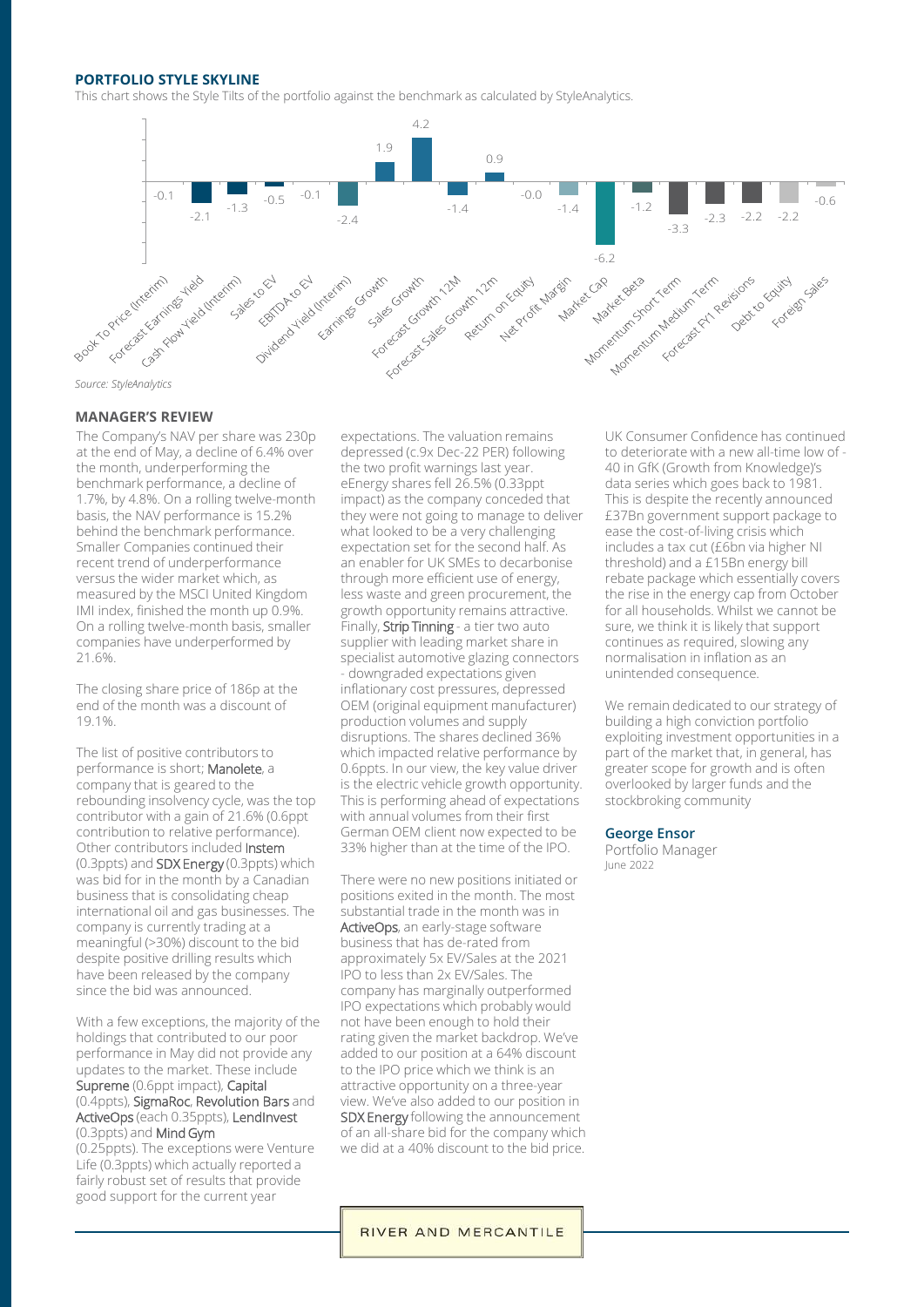## PORTFOLIO STYLE SKYLINE

This chart shows the Style Tilts of the portfolio against the benchmark as calculated by StyleAnalytics.

| Style | Tilt |
|---|---|
| Book To Price (Interim) | -0.1 |
| Forecast Earnings Yield | -2.1 |
| Cash Flow Yield (Interim) | -1.3 |
| Sales to EV | -0.5 |
| EBITDA to EV | -0.1 |
| Dividend Yield (Interim) | -2.4 |
| Earnings Growth | 1.9 |
| Sales Growth | 4.2 |
| Forecast Growth 12M | -1.4 |
| Forecast Sales Growth 12m | 0.9 |
| Return on Equity | -0.0 |
| Net Profit Margin | -1.4 |
| Market Cap | -6.2 |
| Market Beta | -1.2 |
| Momentum Short Term | -3.3 |
| Momentum Medium Term | -2.3 |
| Forecast FY1 Revisions | -2.2 |
| Debt to Equity | -2.2 |
| Foreign Sales | -0.6 |

*Source: StyleAnalytics*

## MANAGER'S REVIEW

The Company's NAV per share was 230p at the end of May, a decline of 6.4% over the month, underperforming the benchmark performance, a decline of 1.7%, by 4.8%. On a rolling twelve-month basis, the NAV performance is 15.2% behind the benchmark performance. Smaller Companies continued their recent trend of underperformance versus the wider market which, as measured by the MSCI United Kingdom IMI index, finished the month up 0.9%. On a rolling twelve-month basis, smaller companies have underperformed by 21.6%.

The closing share price of 186p at the end of the month was a discount of 19.1%.

The list of positive contributors to performance is short; **Manolete**, a company that is geared to the rebounding insolvency cycle, was the top contributor with a gain of 21.6% (0.6ppt contribution to relative performance). Other contributors included **Instem** (0.3ppts) and **SDX Energy** (0.3ppts) which was bid for in the month by a Canadian business that is consolidating cheap international oil and gas businesses. The company is currently trading at a meaningful (>30%) discount to the bid despite positive drilling results which have been released by the company since the bid was announced.

With a few exceptions, the majority of the holdings that contributed to our poor performance in May did not provide any updates to the market. These include **Supreme** (0.6ppt impact), **Capital** (0.4ppts), **SigmaRoc**, **Revolution Bars** and **ActiveOps** (each 0.35ppts), **LendInvest** (0.3ppts) and **Mind Gym** (0.25ppts). The exceptions were Venture Life (0.3ppts) which actually reported a fairly robust set of results that provide good support for the current year expectations. The valuation remains depressed (c.9x Dec-22 PER) following the two profit warnings last year. eEnergy shares fell 26.5% (0.33ppt impact) as the company conceded that they were not going to manage to deliver what looked to be a very challenging expectation set for the second half. As an enabler for UK SMEs to decarbonise through more efficient use of energy, less waste and green procurement, the growth opportunity remains attractive. Finally, **Strip Tinning** - a tier two auto supplier with leading market share in specialist automotive glazing connectors - downgraded expectations given inflationary cost pressures, depressed OEM (original equipment manufacturer) production volumes and supply disruptions. The shares declined 36% which impacted relative performance by 0.6ppts. In our view, the key value driver is the electric vehicle growth opportunity. This is performing ahead of expectations with annual volumes from their first German OEM client now expected to be 33% higher than at the time of the IPO.

There were no new positions initiated or positions exited in the month. The most substantial trade in the month was in **ActiveOps**, an early-stage software business that has de-rated from approximately 5x EV/Sales at the 2021 IPO to less than 2x EV/Sales. The company has marginally outperformed IPO expectations which probably would not have been enough to hold their rating given the market backdrop. We've added to our position at a 64% discount to the IPO price which we think is an attractive opportunity on a three-year view. We've also added to our position in **SDX Energy** following the announcement of an all-share bid for the company which we did at a 40% discount to the bid price.

UK Consumer Confidence has continued to deteriorate with a new all-time low of -40 in GfK (Growth from Knowledge)'s data series which goes back to 1981. This is despite the recently announced £37Bn government support package to ease the cost-of-living crisis which includes a tax cut (£6bn via higher NI threshold) and a £15Bn energy bill rebate package which essentially covers the rise in the energy cap from October for all households. Whilst we cannot be sure, we think it is likely that support continues as required, slowing any normalisation in inflation as an unintended consequence.

We remain dedicated to our strategy of building a high conviction portfolio exploiting investment opportunities in a part of the market that, in general, has greater scope for growth and is often overlooked by larger funds and the stockbroking community

**George Ensor**
Portfolio Manager
June 2022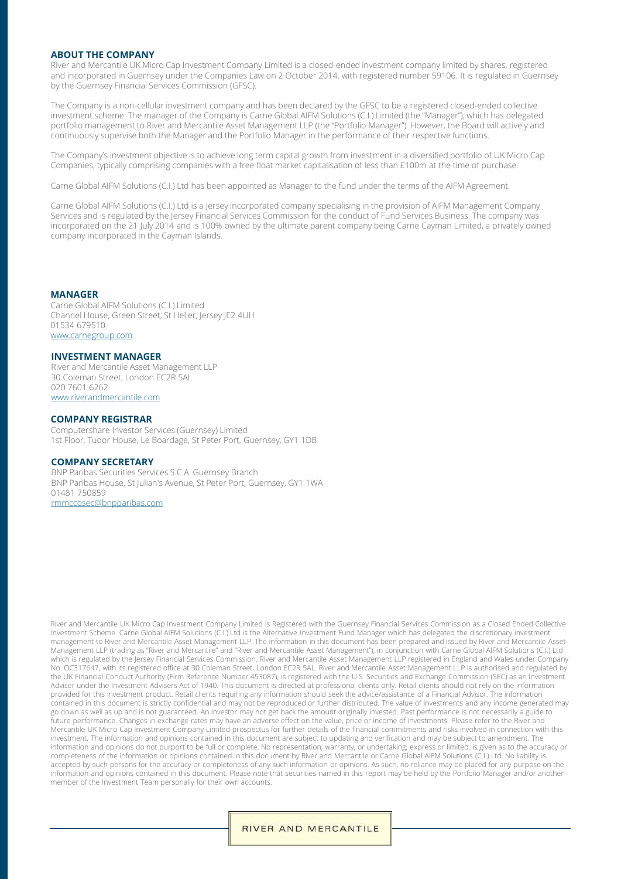## ABOUT THE COMPANY

River and Mercantile UK Micro Cap Investment Company Limited is a closed-ended investment company limited by shares, registered and incorporated in Guernsey under the Companies Law on 2 October 2014, with registered number 59106. It is regulated in Guernsey by the Guernsey Financial Services Commission (GFSC).

The Company is a non-cellular investment company and has been declared by the GFSC to be a registered closed-ended collective investment scheme. The manager of the Company is Carne Global AIFM Solutions (C.I.) Limited (the "Manager"), which has delegated portfolio management to River and Mercantile Asset Management LLP (the "Portfolio Manager"). However, the Board will actively and continuously supervise both the Manager and the Portfolio Manager in the performance of their respective functions.

The Company's investment objective is to achieve long term capital growth from investment in a diversified portfolio of UK Micro Cap Companies, typically comprising companies with a free float market capitalisation of less than £100m at the time of purchase.

Carne Global AIFM Solutions (C.I.) Ltd has been appointed as Manager to the fund under the terms of the AIFM Agreement.

Carne Global AIFM Solutions (C.I.) Ltd is a Jersey incorporated company specialising in the provision of AIFM Management Company Services and is regulated by the Jersey Financial Services Commission for the conduct of Fund Services Business. The company was incorporated on the 21 July 2014 and is 100% owned by the ultimate parent company being Carne Cayman Limited, a privately owned company incorporated in the Cayman Islands.

## MANAGER

Carne Global AIFM Solutions (C.I.) Limited
Channel House, Green Street, St Helier, Jersey JE2 4UH
01534 679510
www.carnegroup.com

## INVESTMENT MANAGER

River and Mercantile Asset Management LLP
30 Coleman Street, London EC2R 5AL
020 7601 6262
www.riverandmercantile.com

## COMPANY REGISTRAR

Computershare Investor Services (Guernsey) Limited
1st Floor, Tudor House, Le Boardage, St Peter Port, Guernsey, GY1 1DB

## COMPANY SECRETARY

BNP Paribas Securities Services S.C.A. Guernsey Branch
BNP Paribas House, St Julian's Avenue, St Peter Port, Guernsey, GY1 1WA
01481 750859
rmmccosec@bnpparibas.com

River and Mercantile UK Micro Cap Investment Company Limited is Registered with the Guernsey Financial Services Commission as a Closed Ended Collective Investment Scheme. Carne Global AIFM Solutions (C.I.) Ltd is the Alternative Investment Fund Manager which has delegated the discretionary investment management to River and Mercantile Asset Management LLP. The information in this document has been prepared and issued by River and Mercantile Asset Management LLP (trading as "River and Mercantile" and "River and Mercantile Asset Management"), in conjunction with Carne Global AIFM Solutions (C.I.) Ltd which is regulated by the Jersey Financial Services Commission. River and Mercantile Asset Management LLP registered in England and Wales under Company No. OC317647, with its registered office at 30 Coleman Street, London EC2R 5AL. River and Mercantile Asset Management LLP is authorised and regulated by the UK Financial Conduct Authority (Firm Reference Number 453087), is registered with the U.S. Securities and Exchange Commission (SEC) as an Investment Adviser under the Investment Advisers Act of 1940. This document is directed at professional clients only. Retail clients should not rely on the information provided for this investment product. Retail clients requiring any information should seek the advice/assistance of a Financial Advisor. The information contained in this document is strictly confidential and may not be reproduced or further distributed. The value of investments and any income generated may go down as well as up and is not guaranteed. An investor may not get back the amount originally invested. Past performance is not necessarily a guide to future performance. Changes in exchange rates may have an adverse effect on the value, price or income of investments. Please refer to the River and Mercantile UK Micro Cap Investment Company Limited prospectus for further details of the financial commitments and risks involved in connection with this investment. The information and opinions contained in this document are subject to updating and verification and may be subject to amendment. The information and opinions do not purport to be full or complete. No representation, warranty, or undertaking, express or limited, is given as to the accuracy or completeness of the information or opinions contained in this document by River and Mercantile or Carne Global AIFM Solutions (C.I.) Ltd. No liability is accepted by such persons for the accuracy or completeness of any such information or opinions. As such, no reliance may be placed for any purpose on the information and opinions contained in this document. Please note that securities named in this report may be held by the Portfolio Manager and/or another member of the Investment Team personally for their own accounts.

RIVER AND MERCANTILE